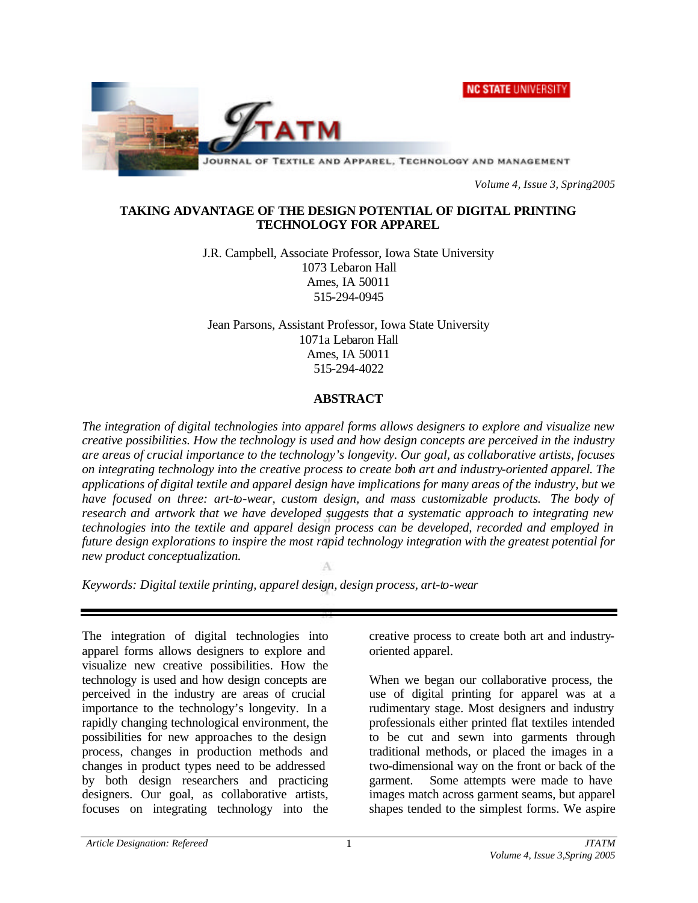# TAKING ADVANTAGE OF THE DESIGN POTENTIAL OF DIGITAL PRINTING TECHNOLOGY FOR APPAREL

J.R. Campbell, Associate Professor, Iowa State University
1073 Lebaron Hall
Ames, IA 50011
515-294-0945

Jean Parsons, Assistant Professor, Iowa State University
1071a Lebaron Hall
Ames, IA 50011
515-294-4022

## ABSTRACT

*The integration of digital technologies into apparel forms allows designers to explore and visualize new creative possibilities. How the technology is used and how design concepts are perceived in the industry are areas of crucial importance to the technology's longevity. Our goal, as collaborative artists, focuses on integrating technology into the creative process to create both art and industry-oriented apparel. The applications of digital textile and apparel design have implications for many areas of the industry, but we have focused on three: art-to-wear, custom design, and mass customizable products. The body of research and artwork that we have developed suggests that a systematic approach to integrating new technologies into the textile and apparel design process can be developed, recorded and employed in future design explorations to inspire the most rapid technology integration with the greatest potential for new product conceptualization.*

*Keywords: Digital textile printing, apparel design, design process, art-to-wear*

---

The integration of digital technologies into apparel forms allows designers to explore and visualize new creative possibilities. How the technology is used and how design concepts are perceived in the industry are areas of crucial importance to the technology's longevity. In a rapidly changing technological environment, the possibilities for new approaches to the design process, changes in production methods and changes in product types need to be addressed by both design researchers and practicing designers. Our goal, as collaborative artists, focuses on integrating technology into the creative process to create both art and industry-oriented apparel.

When we began our collaborative process, the use of digital printing for apparel was at a rudimentary stage. Most designers and industry professionals either printed flat textiles intended to be cut and sewn into garments through traditional methods, or placed the images in a two-dimensional way on the front or back of the garment. Some attempts were made to have images match across garment seams, but apparel shapes tended to the simplest forms. We aspire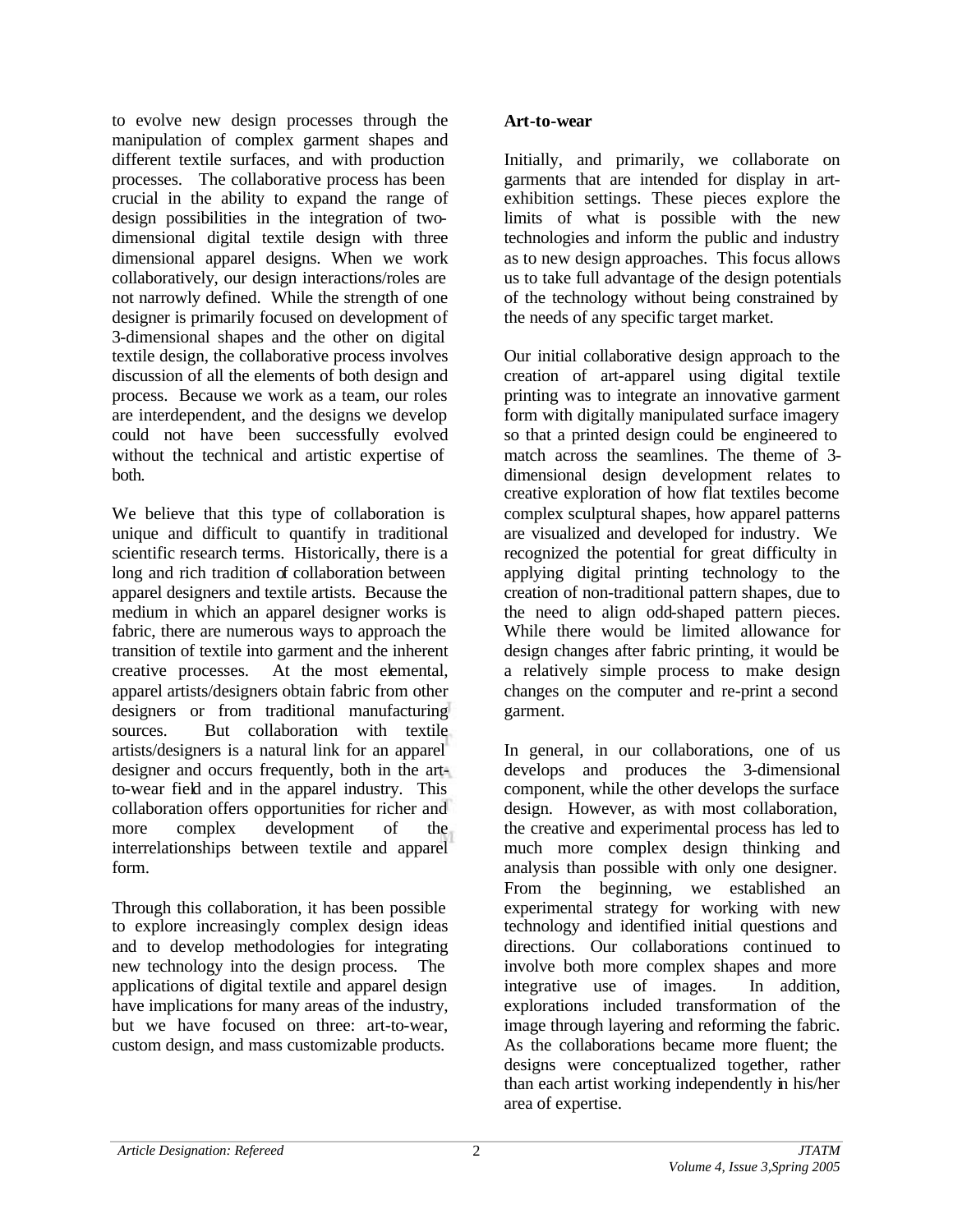to evolve new design processes through the manipulation of complex garment shapes and different textile surfaces, and with production processes. The collaborative process has been crucial in the ability to expand the range of design possibilities in the integration of two-dimensional digital textile design with three dimensional apparel designs. When we work collaboratively, our design interactions/roles are not narrowly defined. While the strength of one designer is primarily focused on development of 3-dimensional shapes and the other on digital textile design, the collaborative process involves discussion of all the elements of both design and process. Because we work as a team, our roles are interdependent, and the designs we develop could not have been successfully evolved without the technical and artistic expertise of both.

We believe that this type of collaboration is unique and difficult to quantify in traditional scientific research terms. Historically, there is a long and rich tradition of collaboration between apparel designers and textile artists. Because the medium in which an apparel designer works is fabric, there are numerous ways to approach the transition of textile into garment and the inherent creative processes. At the most elemental, apparel artists/designers obtain fabric from other designers or from traditional manufacturing sources. But collaboration with textile artists/designers is a natural link for an apparel designer and occurs frequently, both in the art-to-wear field and in the apparel industry. This collaboration offers opportunities for richer and more complex development of the interrelationships between textile and apparel form.

Through this collaboration, it has been possible to explore increasingly complex design ideas and to develop methodologies for integrating new technology into the design process. The applications of digital textile and apparel design have implications for many areas of the industry, but we have focused on three: art-to-wear, custom design, and mass customizable products.

**Art-to-wear**

Initially, and primarily, we collaborate on garments that are intended for display in art-exhibition settings. These pieces explore the limits of what is possible with the new technologies and inform the public and industry as to new design approaches. This focus allows us to take full advantage of the design potentials of the technology without being constrained by the needs of any specific target market.

Our initial collaborative design approach to the creation of art-apparel using digital textile printing was to integrate an innovative garment form with digitally manipulated surface imagery so that a printed design could be engineered to match across the seamlines. The theme of 3-dimensional design development relates to creative exploration of how flat textiles become complex sculptural shapes, how apparel patterns are visualized and developed for industry. We recognized the potential for great difficulty in applying digital printing technology to the creation of non-traditional pattern shapes, due to the need to align odd-shaped pattern pieces. While there would be limited allowance for design changes after fabric printing, it would be a relatively simple process to make design changes on the computer and re-print a second garment.

In general, in our collaborations, one of us develops and produces the 3-dimensional component, while the other develops the surface design. However, as with most collaboration, the creative and experimental process has led to much more complex design thinking and analysis than possible with only one designer. From the beginning, we established an experimental strategy for working with new technology and identified initial questions and directions. Our collaborations continued to involve both more complex shapes and more integrative use of images. In addition, explorations included transformation of the image through layering and reforming the fabric. As the collaborations became more fluent; the designs were conceptualized together, rather than each artist working independently in his/her area of expertise.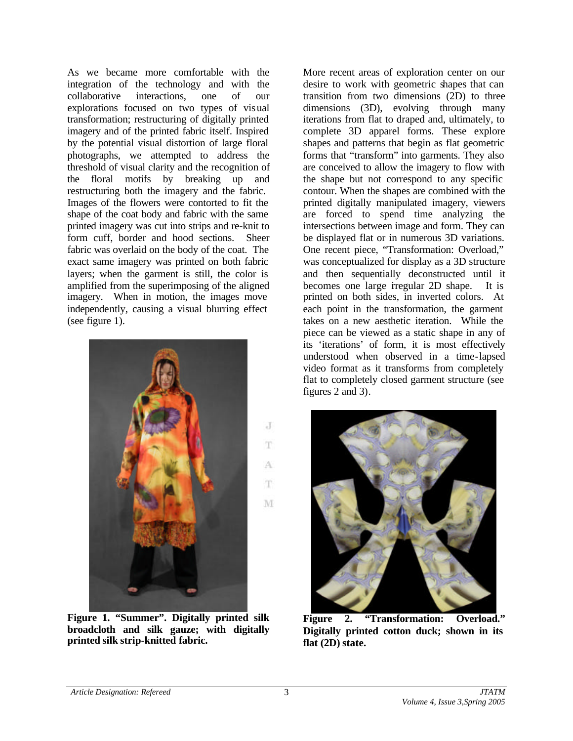As we became more comfortable with the integration of the technology and with the collaborative interactions, one of our explorations focused on two types of visual transformation; restructuring of digitally printed imagery and of the printed fabric itself. Inspired by the potential visual distortion of large floral photographs, we attempted to address the threshold of visual clarity and the recognition of the floral motifs by breaking up and restructuring both the imagery and the fabric. Images of the flowers were contorted to fit the shape of the coat body and fabric with the same printed imagery was cut into strips and re-knit to form cuff, border and hood sections. Sheer fabric was overlaid on the body of the coat. The exact same imagery was printed on both fabric layers; when the garment is still, the color is amplified from the superimposing of the aligned imagery. When in motion, the images move independently, causing a visual blurring effect (see figure 1).

**Figure 1. "Summer". Digitally printed silk broadcloth and silk gauze; with digitally printed silk strip-knitted fabric.**

More recent areas of exploration center on our desire to work with geometric shapes that can transition from two dimensions (2D) to three dimensions (3D), evolving through many iterations from flat to draped and, ultimately, to complete 3D apparel forms. These explore shapes and patterns that begin as flat geometric forms that "transform" into garments. They also are conceived to allow the imagery to flow with the shape but not correspond to any specific contour. When the shapes are combined with the printed digitally manipulated imagery, viewers are forced to spend time analyzing the intersections between image and form. They can be displayed flat or in numerous 3D variations. One recent piece, "Transformation: Overload," was conceptualized for display as a 3D structure and then sequentially deconstructed until it becomes one large irregular 2D shape. It is printed on both sides, in inverted colors. At each point in the transformation, the garment takes on a new aesthetic iteration. While the piece can be viewed as a static shape in any of its 'iterations' of form, it is most effectively understood when observed in a time-lapsed video format as it transforms from completely flat to completely closed garment structure (see figures 2 and 3).

**Figure 2. "Transformation: Overload." Digitally printed cotton duck; shown in its flat (2D) state.**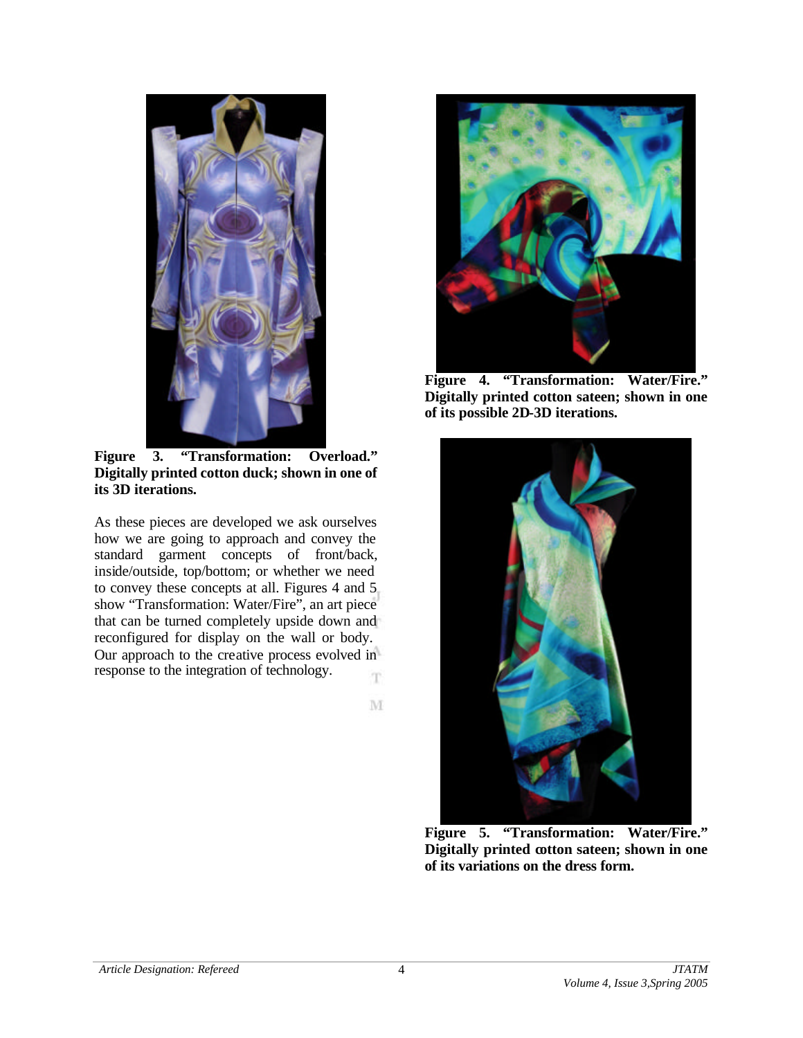**Figure 3. "Transformation: Overload." Digitally printed cotton duck; shown in one of its 3D iterations.**

As these pieces are developed we ask ourselves how we are going to approach and convey the standard garment concepts of front/back, inside/outside, top/bottom; or whether we need to convey these concepts at all. Figures 4 and 5 show "Transformation: Water/Fire", an art piece that can be turned completely upside down and reconfigured for display on the wall or body. Our approach to the creative process evolved in response to the integration of technology.

**Figure 4. "Transformation: Water/Fire." Digitally printed cotton sateen; shown in one of its possible 2D-3D iterations.**

**Figure 5. "Transformation: Water/Fire." Digitally printed cotton sateen; shown in one of its variations on the dress form.**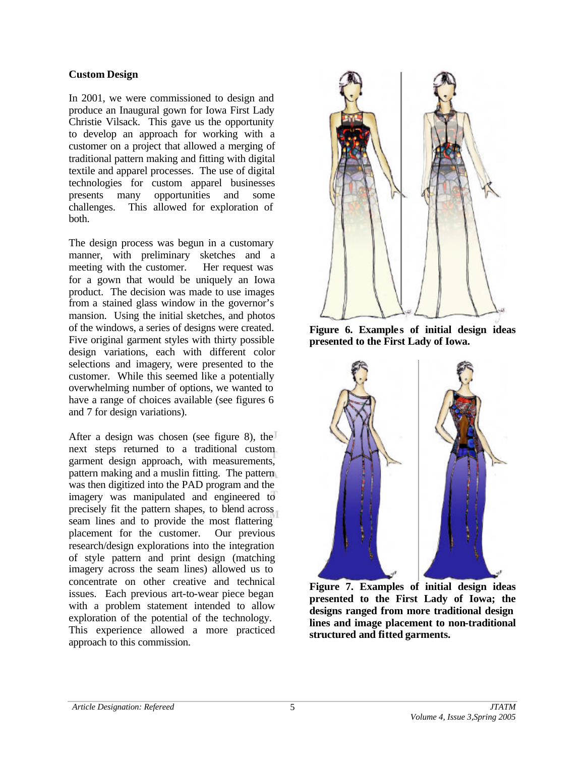### Custom Design

In 2001, we were commissioned to design and produce an Inaugural gown for Iowa First Lady Christie Vilsack. This gave us the opportunity to develop an approach for working with a customer on a project that allowed a merging of traditional pattern making and fitting with digital textile and apparel processes. The use of digital technologies for custom apparel businesses presents many opportunities and some challenges. This allowed for exploration of both.

The design process was begun in a customary manner, with preliminary sketches and a meeting with the customer. Her request was for a gown that would be uniquely an Iowa product. The decision was made to use images from a stained glass window in the governor's mansion. Using the initial sketches, and photos of the windows, a series of designs were created. Five original garment styles with thirty possible design variations, each with different color selections and imagery, were presented to the customer. While this seemed like a potentially overwhelming number of options, we wanted to have a range of choices available (see figures 6 and 7 for design variations).

After a design was chosen (see figure 8), the next steps returned to a traditional custom garment design approach, with measurements, pattern making and a muslin fitting. The pattern was then digitized into the PAD program and the imagery was manipulated and engineered to precisely fit the pattern shapes, to blend across seam lines and to provide the most flattering placement for the customer. Our previous research/design explorations into the integration of style pattern and print design (matching imagery across the seam lines) allowed us to concentrate on other creative and technical issues. Each previous art-to-wear piece began with a problem statement intended to allow exploration of the potential of the technology. This experience allowed a more practiced approach to this commission.

**Figure 6. Examples of initial design ideas presented to the First Lady of Iowa.**

**Figure 7. Examples of initial design ideas presented to the First Lady of Iowa; the designs ranged from more traditional design lines and image placement to non-traditional structured and fitted garments.**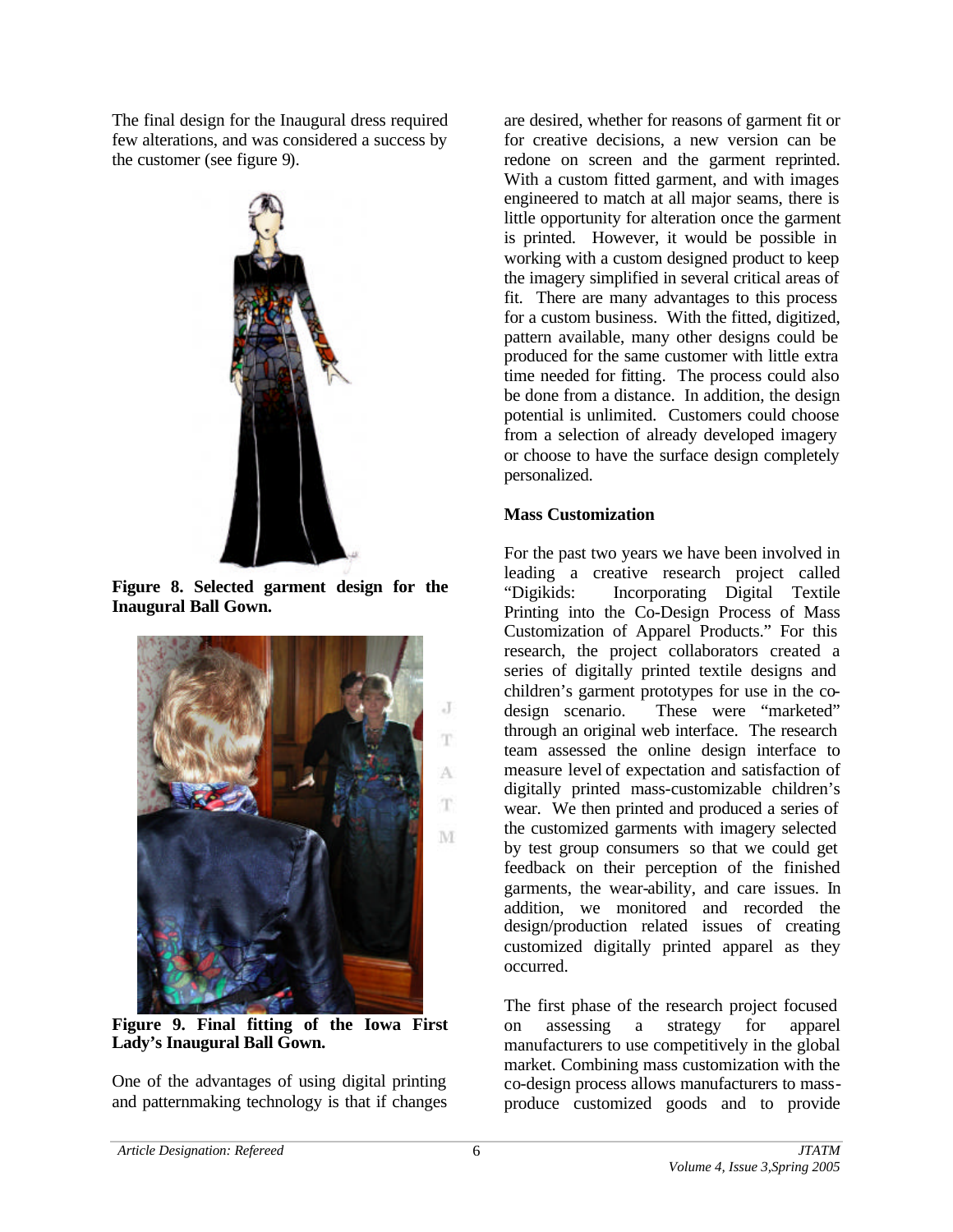The final design for the Inaugural dress required few alterations, and was considered a success by the customer (see figure 9).

**Figure 8. Selected garment design for the Inaugural Ball Gown.**

**Figure 9. Final fitting of the Iowa First Lady's Inaugural Ball Gown.**

One of the advantages of using digital printing and patternmaking technology is that if changes are desired, whether for reasons of garment fit or for creative decisions, a new version can be redone on screen and the garment reprinted. With a custom fitted garment, and with images engineered to match at all major seams, there is little opportunity for alteration once the garment is printed. However, it would be possible in working with a custom designed product to keep the imagery simplified in several critical areas of fit. There are many advantages to this process for a custom business. With the fitted, digitized, pattern available, many other designs could be produced for the same customer with little extra time needed for fitting. The process could also be done from a distance. In addition, the design potential is unlimited. Customers could choose from a selection of already developed imagery or choose to have the surface design completely personalized.

**Mass Customization**

For the past two years we have been involved in leading a creative research project called "Digikids: Incorporating Digital Textile Printing into the Co-Design Process of Mass Customization of Apparel Products." For this research, the project collaborators created a series of digitally printed textile designs and children's garment prototypes for use in the co-design scenario. These were "marketed" through an original web interface. The research team assessed the online design interface to measure level of expectation and satisfaction of digitally printed mass-customizable children's wear. We then printed and produced a series of the customized garments with imagery selected by test group consumers so that we could get feedback on their perception of the finished garments, the wear-ability, and care issues. In addition, we monitored and recorded the design/production related issues of creating customized digitally printed apparel as they occurred.

The first phase of the research project focused on assessing a strategy for apparel manufacturers to use competitively in the global market. Combining mass customization with the co-design process allows manufacturers to mass-produce customized goods and to provide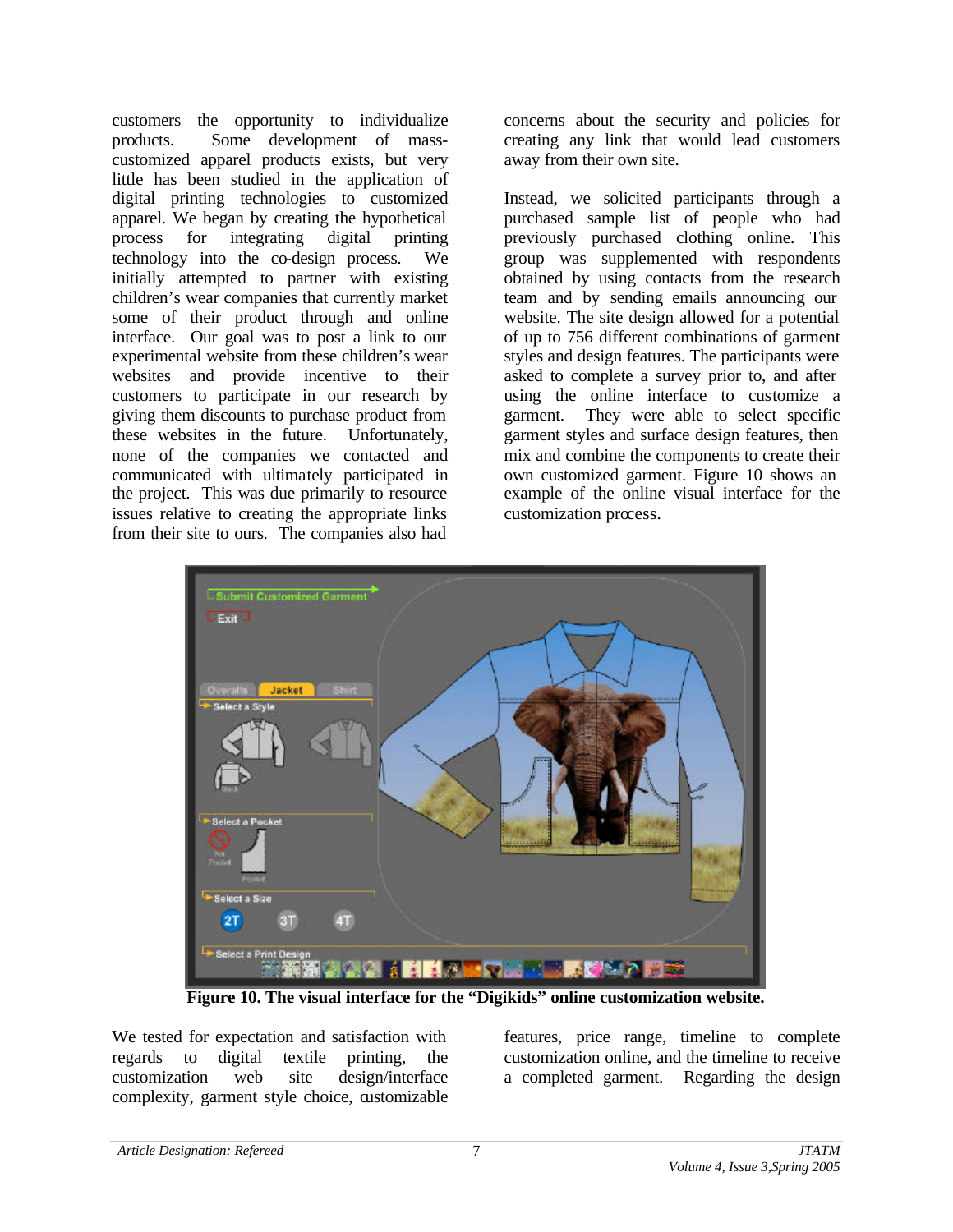customers the opportunity to individualize products. Some development of mass-customized apparel products exists, but very little has been studied in the application of digital printing technologies to customized apparel. We began by creating the hypothetical process for integrating digital printing technology into the co-design process. We initially attempted to partner with existing children's wear companies that currently market some of their product through and online interface. Our goal was to post a link to our experimental website from these children's wear websites and provide incentive to their customers to participate in our research by giving them discounts to purchase product from these websites in the future. Unfortunately, none of the companies we contacted and communicated with ultimately participated in the project. This was due primarily to resource issues relative to creating the appropriate links from their site to ours. The companies also had concerns about the security and policies for creating any link that would lead customers away from their own site.

Instead, we solicited participants through a purchased sample list of people who had previously purchased clothing online. This group was supplemented with respondents obtained by using contacts from the research team and by sending emails announcing our website. The site design allowed for a potential of up to 756 different combinations of garment styles and design features. The participants were asked to complete a survey prior to, and after using the online interface to customize a garment. They were able to select specific garment styles and surface design features, then mix and combine the components to create their own customized garment. Figure 10 shows an example of the online visual interface for the customization process.

**Figure 10. The visual interface for the "Digikids" online customization website.**

We tested for expectation and satisfaction with regards to digital textile printing, the customization web site design/interface complexity, garment style choice, customizable features, price range, timeline to complete customization online, and the timeline to receive a completed garment. Regarding the design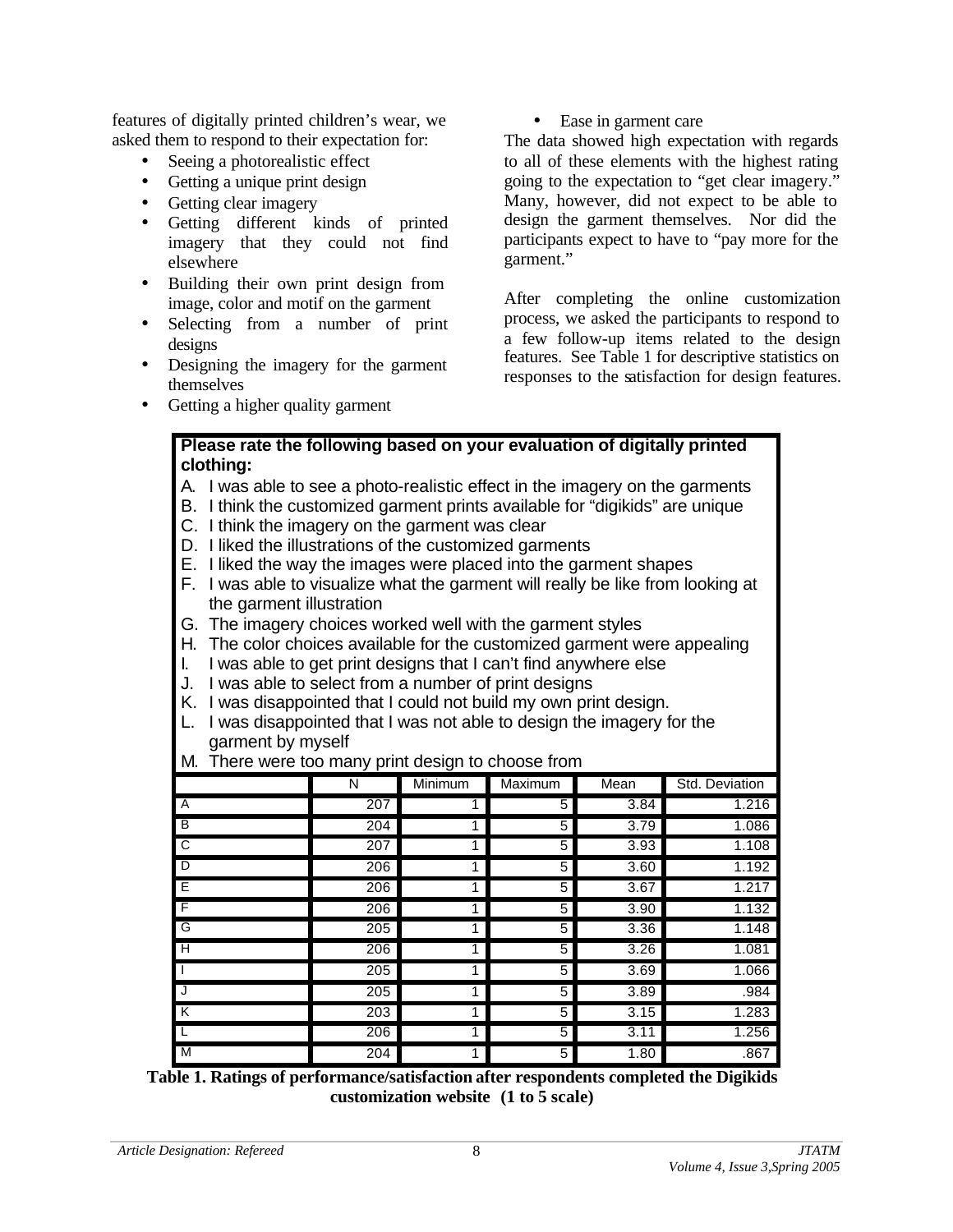features of digitally printed children's wear, we asked them to respond to their expectation for:

- Seeing a photorealistic effect
- Getting a unique print design
- Getting clear imagery
- Getting different kinds of printed imagery that they could not find elsewhere
- Building their own print design from image, color and motif on the garment
- Selecting from a number of print designs
- Designing the imagery for the garment themselves
- Getting a higher quality garment
- Ease in garment care

The data showed high expectation with regards to all of these elements with the highest rating going to the expectation to "get clear imagery." Many, however, did not expect to be able to design the garment themselves. Nor did the participants expect to have to "pay more for the garment."

After completing the online customization process, we asked the participants to respond to a few follow-up items related to the design features. See Table 1 for descriptive statistics on responses to the satisfaction for design features.

**Please rate the following based on your evaluation of digitally printed clothing:**

A. I was able to see a photo-realistic effect in the imagery on the garments
B. I think the customized garment prints available for "digikids" are unique
C. I think the imagery on the garment was clear
D. I liked the illustrations of the customized garments
E. I liked the way the images were placed into the garment shapes
F. I was able to visualize what the garment will really be like from looking at the garment illustration
G. The imagery choices worked well with the garment styles
H. The color choices available for the customized garment were appealing
I. I was able to get print designs that I can't find anywhere else
J. I was able to select from a number of print designs
K. I was disappointed that I could not build my own print design.
L. I was disappointed that I was not able to design the imagery for the garment by myself
M. There were too many print design to choose from

| | N | Minimum | Maximum | Mean | Std. Deviation |
|---|---|---|---|---|---|
| A | 207 | 1 | 5 | 3.84 | 1.216 |
| B | 204 | 1 | 5 | 3.79 | 1.086 |
| C | 207 | 1 | 5 | 3.93 | 1.108 |
| D | 206 | 1 | 5 | 3.60 | 1.192 |
| E | 206 | 1 | 5 | 3.67 | 1.217 |
| F | 206 | 1 | 5 | 3.90 | 1.132 |
| G | 205 | 1 | 5 | 3.36 | 1.148 |
| H | 206 | 1 | 5 | 3.26 | 1.081 |
| I | 205 | 1 | 5 | 3.69 | 1.066 |
| J | 205 | 1 | 5 | 3.89 | .984 |
| K | 203 | 1 | 5 | 3.15 | 1.283 |
| L | 206 | 1 | 5 | 3.11 | 1.256 |
| M | 204 | 1 | 5 | 1.80 | .867 |

**Table 1. Ratings of performance/satisfaction after respondents completed the Digikids customization website (1 to 5 scale)**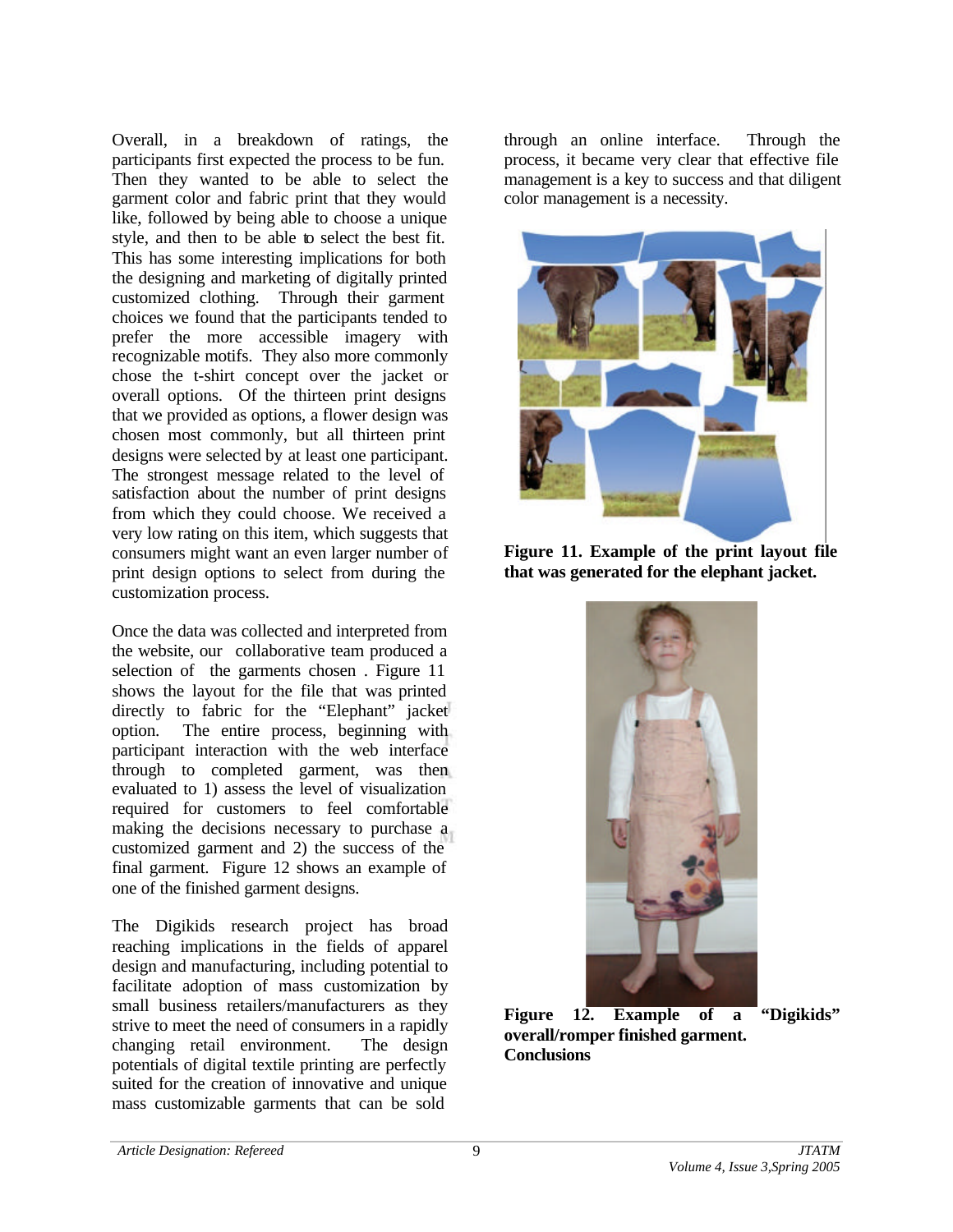Overall, in a breakdown of ratings, the participants first expected the process to be fun. Then they wanted to be able to select the garment color and fabric print that they would like, followed by being able to choose a unique style, and then to be able to select the best fit. This has some interesting implications for both the designing and marketing of digitally printed customized clothing. Through their garment choices we found that the participants tended to prefer the more accessible imagery with recognizable motifs. They also more commonly chose the t-shirt concept over the jacket or overall options. Of the thirteen print designs that we provided as options, a flower design was chosen most commonly, but all thirteen print designs were selected by at least one participant. The strongest message related to the level of satisfaction about the number of print designs from which they could choose. We received a very low rating on this item, which suggests that consumers might want an even larger number of print design options to select from during the customization process.

Once the data was collected and interpreted from the website, our collaborative team produced a selection of the garments chosen . Figure 11 shows the layout for the file that was printed directly to fabric for the "Elephant" jacket option. The entire process, beginning with participant interaction with the web interface through to completed garment, was then evaluated to 1) assess the level of visualization required for customers to feel comfortable making the decisions necessary to purchase a customized garment and 2) the success of the final garment. Figure 12 shows an example of one of the finished garment designs.

The Digikids research project has broad reaching implications in the fields of apparel design and manufacturing, including potential to facilitate adoption of mass customization by small business retailers/manufacturers as they strive to meet the need of consumers in a rapidly changing retail environment. The design potentials of digital textile printing are perfectly suited for the creation of innovative and unique mass customizable garments that can be sold through an online interface. Through the process, it became very clear that effective file management is a key to success and that diligent color management is a necessity.

**Figure 11. Example of the print layout file that was generated for the elephant jacket.**

**Figure 12. Example of a "Digikids" overall/romper finished garment.**

**Conclusions**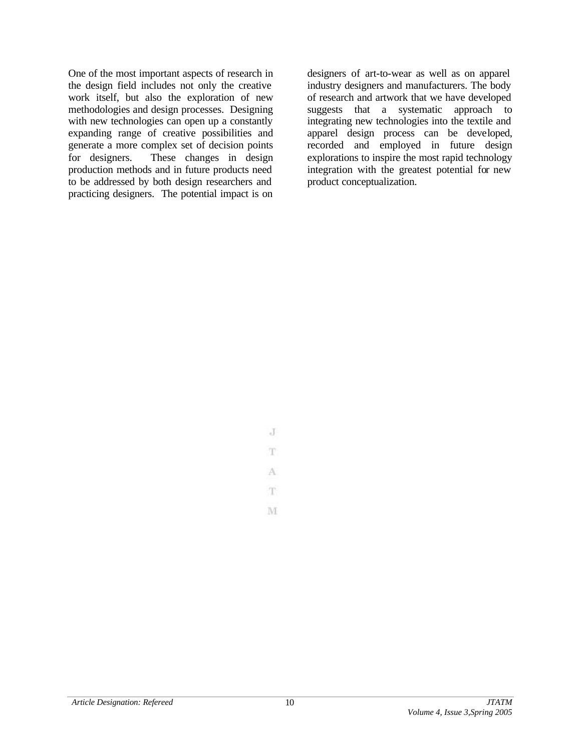One of the most important aspects of research in the design field includes not only the creative work itself, but also the exploration of new methodologies and design processes. Designing with new technologies can open up a constantly expanding range of creative possibilities and generate a more complex set of decision points for designers. These changes in design production methods and in future products need to be addressed by both design researchers and practicing designers. The potential impact is on designers of art-to-wear as well as on apparel industry designers and manufacturers. The body of research and artwork that we have developed suggests that a systematic approach to integrating new technologies into the textile and apparel design process can be developed, recorded and employed in future design explorations to inspire the most rapid technology integration with the greatest potential for new product conceptualization.